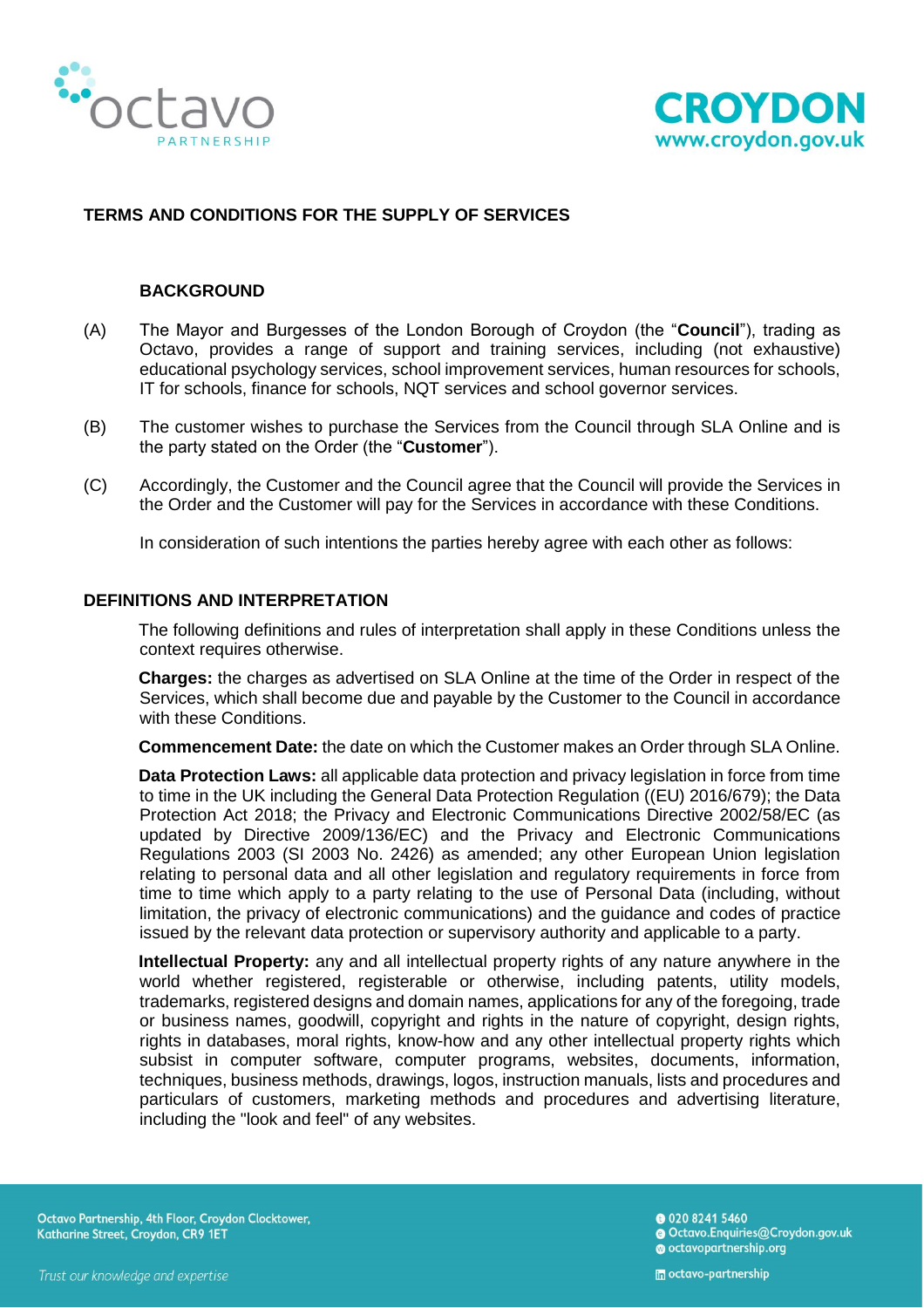# TERMS AND CONDITIONS FOR THE SUPPLY OF SERVICES

## BACKGROUND

(A) The Mayor and Burgesses of the London Borough of Croydon (the "**Council**"), trading as Octavo, provides a range of support and training services, including (not exhaustive) educational psychology services, school improvement services, human resources for schools, IT for schools, finance for schools, NQT services and school governor services.

(B) The customer wishes to purchase the Services from the Council through SLA Online and is the party stated on the Order (the "**Customer**").

(C) Accordingly, the Customer and the Council agree that the Council will provide the Services in the Order and the Customer will pay for the Services in accordance with these Conditions.

In consideration of such intentions the parties hereby agree with each other as follows:

## DEFINITIONS AND INTERPRETATION

The following definitions and rules of interpretation shall apply in these Conditions unless the context requires otherwise.

**Charges:** the charges as advertised on SLA Online at the time of the Order in respect of the Services, which shall become due and payable by the Customer to the Council in accordance with these Conditions.

**Commencement Date:** the date on which the Customer makes an Order through SLA Online.

**Data Protection Laws:** all applicable data protection and privacy legislation in force from time to time in the UK including the General Data Protection Regulation ((EU) 2016/679); the Data Protection Act 2018; the Privacy and Electronic Communications Directive 2002/58/EC (as updated by Directive 2009/136/EC) and the Privacy and Electronic Communications Regulations 2003 (SI 2003 No. 2426) as amended; any other European Union legislation relating to personal data and all other legislation and regulatory requirements in force from time to time which apply to a party relating to the use of Personal Data (including, without limitation, the privacy of electronic communications) and the guidance and codes of practice issued by the relevant data protection or supervisory authority and applicable to a party.

**Intellectual Property:** any and all intellectual property rights of any nature anywhere in the world whether registered, registerable or otherwise, including patents, utility models, trademarks, registered designs and domain names, applications for any of the foregoing, trade or business names, goodwill, copyright and rights in the nature of copyright, design rights, rights in databases, moral rights, know-how and any other intellectual property rights which subsist in computer software, computer programs, websites, documents, information, techniques, business methods, drawings, logos, instruction manuals, lists and procedures and particulars of customers, marketing methods and procedures and advertising literature, including the "look and feel" of any websites.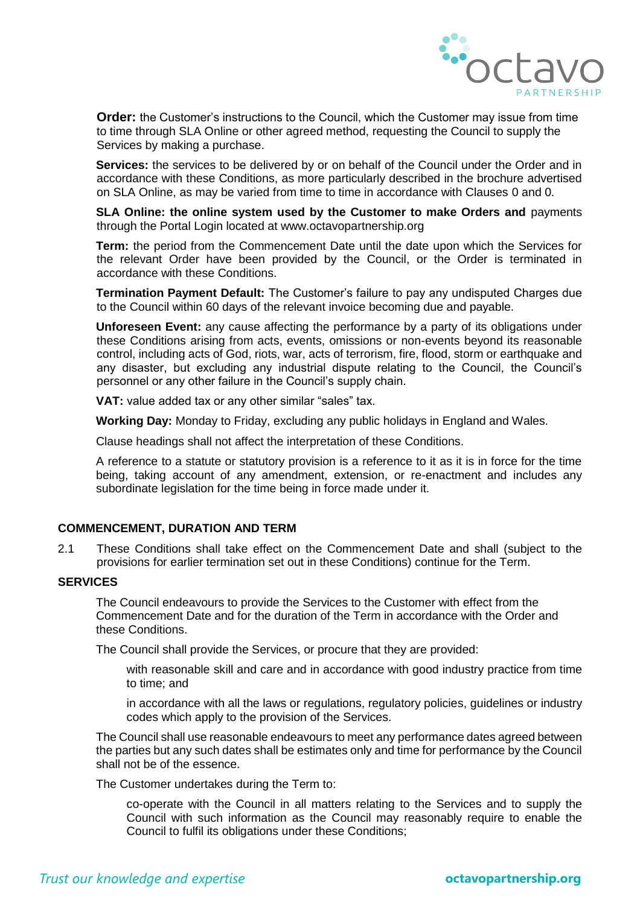**Order:** the Customer's instructions to the Council, which the Customer may issue from time to time through SLA Online or other agreed method, requesting the Council to supply the Services by making a purchase.

**Services:** the services to be delivered by or on behalf of the Council under the Order and in accordance with these Conditions, as more particularly described in the brochure advertised on SLA Online, as may be varied from time to time in accordance with Clauses 0 and 0.

**SLA Online: the online system used by the Customer to make Orders and** payments through the Portal Login located at www.octavopartnership.org

**Term:** the period from the Commencement Date until the date upon which the Services for the relevant Order have been provided by the Council, or the Order is terminated in accordance with these Conditions.

**Termination Payment Default:** The Customer's failure to pay any undisputed Charges due to the Council within 60 days of the relevant invoice becoming due and payable.

**Unforeseen Event:** any cause affecting the performance by a party of its obligations under these Conditions arising from acts, events, omissions or non-events beyond its reasonable control, including acts of God, riots, war, acts of terrorism, fire, flood, storm or earthquake and any disaster, but excluding any industrial dispute relating to the Council, the Council's personnel or any other failure in the Council's supply chain.

**VAT:** value added tax or any other similar "sales" tax.

**Working Day:** Monday to Friday, excluding any public holidays in England and Wales.

Clause headings shall not affect the interpretation of these Conditions.

A reference to a statute or statutory provision is a reference to it as it is in force for the time being, taking account of any amendment, extension, or re-enactment and includes any subordinate legislation for the time being in force made under it.

## COMMENCEMENT, DURATION AND TERM

2.1 These Conditions shall take effect on the Commencement Date and shall (subject to the provisions for earlier termination set out in these Conditions) continue for the Term.

## SERVICES

The Council endeavours to provide the Services to the Customer with effect from the Commencement Date and for the duration of the Term in accordance with the Order and these Conditions.

The Council shall provide the Services, or procure that they are provided:

with reasonable skill and care and in accordance with good industry practice from time to time; and

in accordance with all the laws or regulations, regulatory policies, guidelines or industry codes which apply to the provision of the Services.

The Council shall use reasonable endeavours to meet any performance dates agreed between the parties but any such dates shall be estimates only and time for performance by the Council shall not be of the essence.

The Customer undertakes during the Term to:

co-operate with the Council in all matters relating to the Services and to supply the Council with such information as the Council may reasonably require to enable the Council to fulfil its obligations under these Conditions;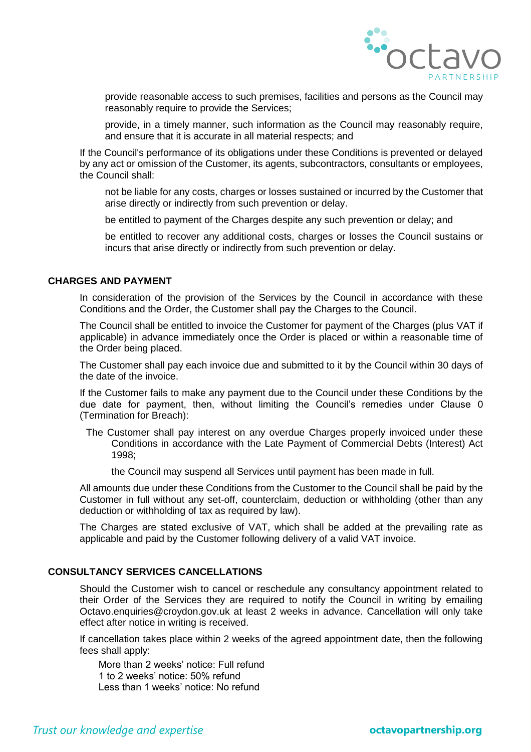provide reasonable access to such premises, facilities and persons as the Council may reasonably require to provide the Services;

provide, in a timely manner, such information as the Council may reasonably require, and ensure that it is accurate in all material respects; and

If the Council's performance of its obligations under these Conditions is prevented or delayed by any act or omission of the Customer, its agents, subcontractors, consultants or employees, the Council shall:

not be liable for any costs, charges or losses sustained or incurred by the Customer that arise directly or indirectly from such prevention or delay.

be entitled to payment of the Charges despite any such prevention or delay; and

be entitled to recover any additional costs, charges or losses the Council sustains or incurs that arise directly or indirectly from such prevention or delay.

**CHARGES AND PAYMENT**

In consideration of the provision of the Services by the Council in accordance with these Conditions and the Order, the Customer shall pay the Charges to the Council.

The Council shall be entitled to invoice the Customer for payment of the Charges (plus VAT if applicable) in advance immediately once the Order is placed or within a reasonable time of the Order being placed.

The Customer shall pay each invoice due and submitted to it by the Council within 30 days of the date of the invoice.

If the Customer fails to make any payment due to the Council under these Conditions by the due date for payment, then, without limiting the Council's remedies under Clause 0 (Termination for Breach):

The Customer shall pay interest on any overdue Charges properly invoiced under these Conditions in accordance with the Late Payment of Commercial Debts (Interest) Act 1998;

the Council may suspend all Services until payment has been made in full.

All amounts due under these Conditions from the Customer to the Council shall be paid by the Customer in full without any set-off, counterclaim, deduction or withholding (other than any deduction or withholding of tax as required by law).

The Charges are stated exclusive of VAT, which shall be added at the prevailing rate as applicable and paid by the Customer following delivery of a valid VAT invoice.

**CONSULTANCY SERVICES CANCELLATIONS**

Should the Customer wish to cancel or reschedule any consultancy appointment related to their Order of the Services they are required to notify the Council in writing by emailing Octavo.enquiries@croydon.gov.uk at least 2 weeks in advance. Cancellation will only take effect after notice in writing is received.

If cancellation takes place within 2 weeks of the agreed appointment date, then the following fees shall apply:

More than 2 weeks' notice: Full refund
1 to 2 weeks' notice: 50% refund
Less than 1 weeks' notice: No refund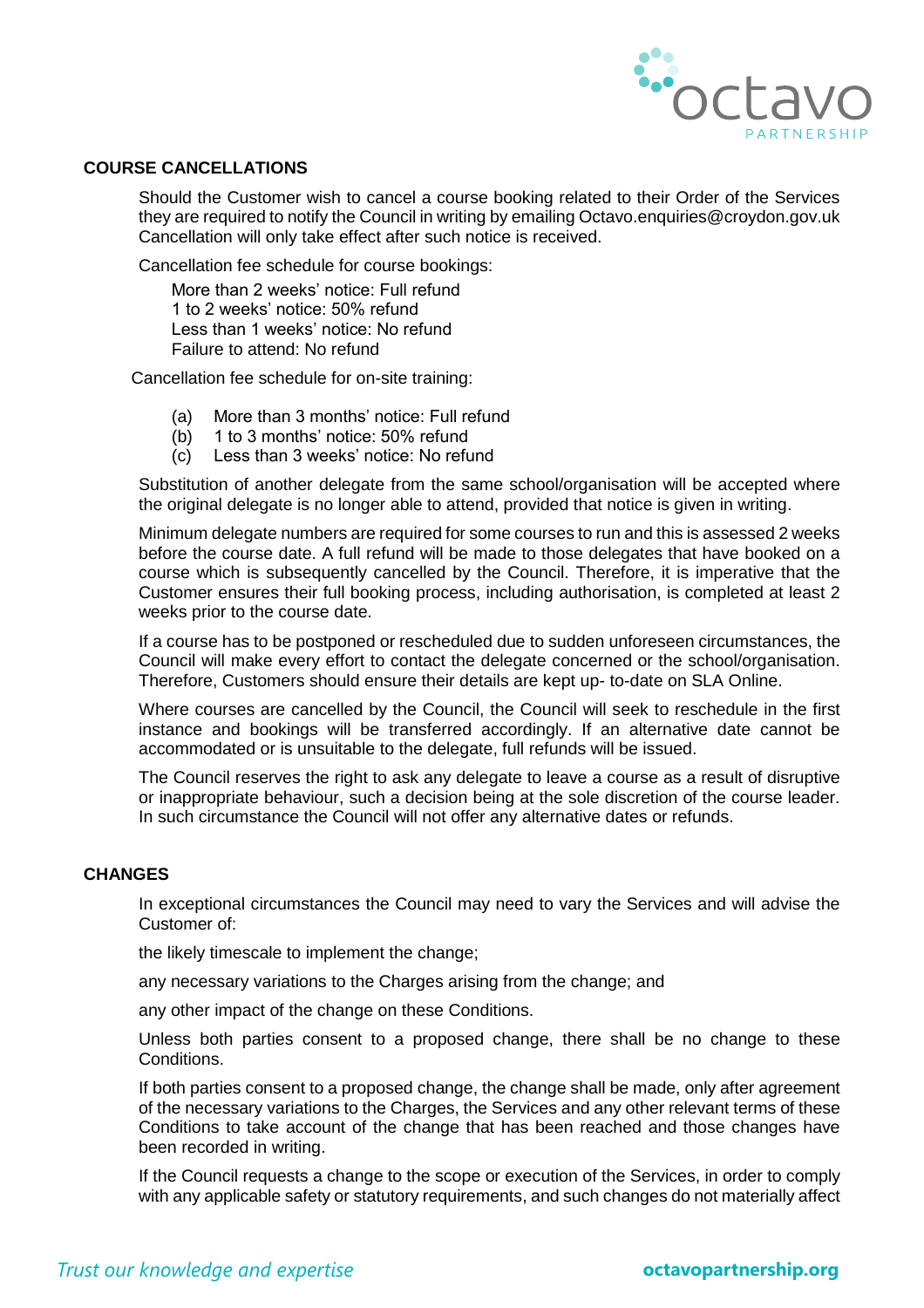## COURSE CANCELLATIONS

Should the Customer wish to cancel a course booking related to their Order of the Services they are required to notify the Council in writing by emailing Octavo.enquiries@croydon.gov.uk Cancellation will only take effect after such notice is received.

Cancellation fee schedule for course bookings:

More than 2 weeks' notice: Full refund
1 to 2 weeks' notice: 50% refund
Less than 1 weeks' notice: No refund
Failure to attend: No refund

Cancellation fee schedule for on-site training:

(a) More than 3 months' notice: Full refund
(b) 1 to 3 months' notice: 50% refund
(c) Less than 3 weeks' notice: No refund

Substitution of another delegate from the same school/organisation will be accepted where the original delegate is no longer able to attend, provided that notice is given in writing.

Minimum delegate numbers are required for some courses to run and this is assessed 2 weeks before the course date. A full refund will be made to those delegates that have booked on a course which is subsequently cancelled by the Council. Therefore, it is imperative that the Customer ensures their full booking process, including authorisation, is completed at least 2 weeks prior to the course date.

If a course has to be postponed or rescheduled due to sudden unforeseen circumstances, the Council will make every effort to contact the delegate concerned or the school/organisation. Therefore, Customers should ensure their details are kept up- to-date on SLA Online.

Where courses are cancelled by the Council, the Council will seek to reschedule in the first instance and bookings will be transferred accordingly. If an alternative date cannot be accommodated or is unsuitable to the delegate, full refunds will be issued.

The Council reserves the right to ask any delegate to leave a course as a result of disruptive or inappropriate behaviour, such a decision being at the sole discretion of the course leader. In such circumstance the Council will not offer any alternative dates or refunds.

## CHANGES

In exceptional circumstances the Council may need to vary the Services and will advise the Customer of:

the likely timescale to implement the change;

any necessary variations to the Charges arising from the change; and

any other impact of the change on these Conditions.

Unless both parties consent to a proposed change, there shall be no change to these Conditions.

If both parties consent to a proposed change, the change shall be made, only after agreement of the necessary variations to the Charges, the Services and any other relevant terms of these Conditions to take account of the change that has been reached and those changes have been recorded in writing.

If the Council requests a change to the scope or execution of the Services, in order to comply with any applicable safety or statutory requirements, and such changes do not materially affect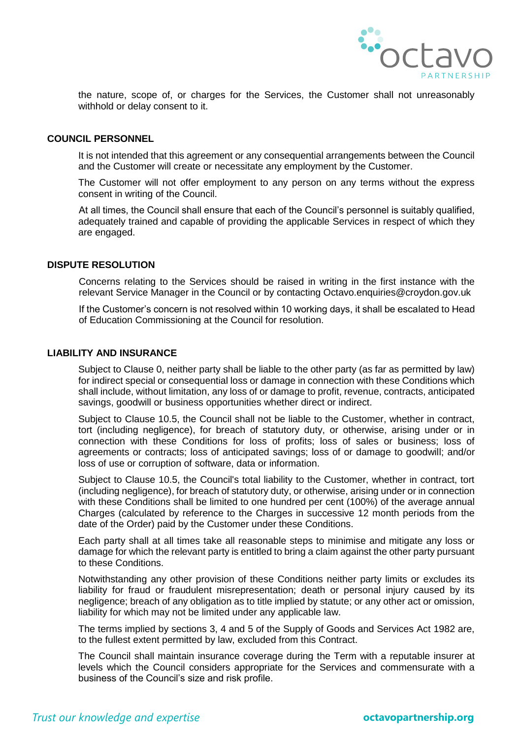the nature, scope of, or charges for the Services, the Customer shall not unreasonably withhold or delay consent to it.

**COUNCIL PERSONNEL**

It is not intended that this agreement or any consequential arrangements between the Council and the Customer will create or necessitate any employment by the Customer.

The Customer will not offer employment to any person on any terms without the express consent in writing of the Council.

At all times, the Council shall ensure that each of the Council's personnel is suitably qualified, adequately trained and capable of providing the applicable Services in respect of which they are engaged.

**DISPUTE RESOLUTION**

Concerns relating to the Services should be raised in writing in the first instance with the relevant Service Manager in the Council or by contacting Octavo.enquiries@croydon.gov.uk

If the Customer's concern is not resolved within 10 working days, it shall be escalated to Head of Education Commissioning at the Council for resolution.

**LIABILITY AND INSURANCE**

Subject to Clause 0, neither party shall be liable to the other party (as far as permitted by law) for indirect special or consequential loss or damage in connection with these Conditions which shall include, without limitation, any loss of or damage to profit, revenue, contracts, anticipated savings, goodwill or business opportunities whether direct or indirect.

Subject to Clause 10.5, the Council shall not be liable to the Customer, whether in contract, tort (including negligence), for breach of statutory duty, or otherwise, arising under or in connection with these Conditions for loss of profits; loss of sales or business; loss of agreements or contracts; loss of anticipated savings; loss of or damage to goodwill; and/or loss of use or corruption of software, data or information.

Subject to Clause 10.5, the Council's total liability to the Customer, whether in contract, tort (including negligence), for breach of statutory duty, or otherwise, arising under or in connection with these Conditions shall be limited to one hundred per cent (100%) of the average annual Charges (calculated by reference to the Charges in successive 12 month periods from the date of the Order) paid by the Customer under these Conditions.

Each party shall at all times take all reasonable steps to minimise and mitigate any loss or damage for which the relevant party is entitled to bring a claim against the other party pursuant to these Conditions.

Notwithstanding any other provision of these Conditions neither party limits or excludes its liability for fraud or fraudulent misrepresentation; death or personal injury caused by its negligence; breach of any obligation as to title implied by statute; or any other act or omission, liability for which may not be limited under any applicable law.

The terms implied by sections 3, 4 and 5 of the Supply of Goods and Services Act 1982 are, to the fullest extent permitted by law, excluded from this Contract.

The Council shall maintain insurance coverage during the Term with a reputable insurer at levels which the Council considers appropriate for the Services and commensurate with a business of the Council's size and risk profile.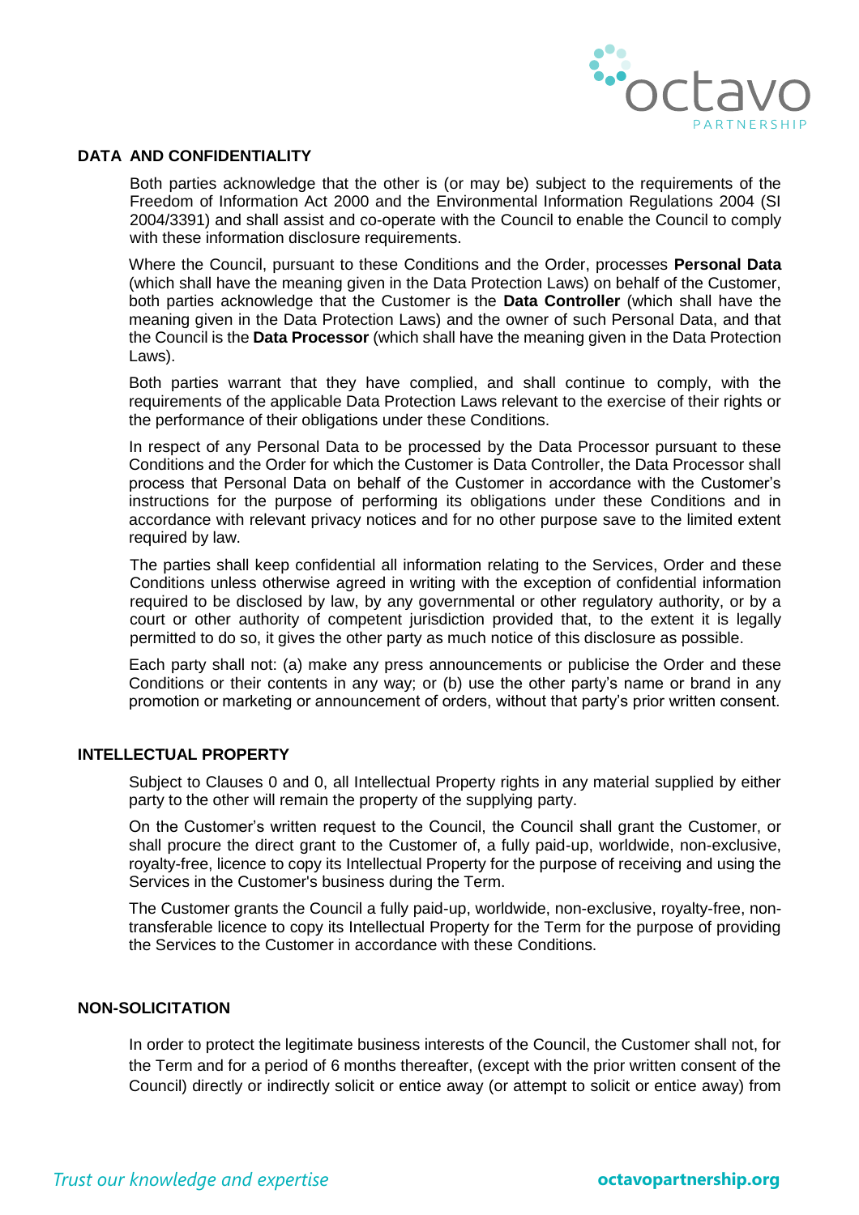## DATA AND CONFIDENTIALITY

Both parties acknowledge that the other is (or may be) subject to the requirements of the Freedom of Information Act 2000 and the Environmental Information Regulations 2004 (SI 2004/3391) and shall assist and co-operate with the Council to enable the Council to comply with these information disclosure requirements.

Where the Council, pursuant to these Conditions and the Order, processes **Personal Data** (which shall have the meaning given in the Data Protection Laws) on behalf of the Customer, both parties acknowledge that the Customer is the **Data Controller** (which shall have the meaning given in the Data Protection Laws) and the owner of such Personal Data, and that the Council is the **Data Processor** (which shall have the meaning given in the Data Protection Laws).

Both parties warrant that they have complied, and shall continue to comply, with the requirements of the applicable Data Protection Laws relevant to the exercise of their rights or the performance of their obligations under these Conditions.

In respect of any Personal Data to be processed by the Data Processor pursuant to these Conditions and the Order for which the Customer is Data Controller, the Data Processor shall process that Personal Data on behalf of the Customer in accordance with the Customer's instructions for the purpose of performing its obligations under these Conditions and in accordance with relevant privacy notices and for no other purpose save to the limited extent required by law.

The parties shall keep confidential all information relating to the Services, Order and these Conditions unless otherwise agreed in writing with the exception of confidential information required to be disclosed by law, by any governmental or other regulatory authority, or by a court or other authority of competent jurisdiction provided that, to the extent it is legally permitted to do so, it gives the other party as much notice of this disclosure as possible.

Each party shall not: (a) make any press announcements or publicise the Order and these Conditions or their contents in any way; or (b) use the other party's name or brand in any promotion or marketing or announcement of orders, without that party's prior written consent.

## INTELLECTUAL PROPERTY

Subject to Clauses 0 and 0, all Intellectual Property rights in any material supplied by either party to the other will remain the property of the supplying party.

On the Customer's written request to the Council, the Council shall grant the Customer, or shall procure the direct grant to the Customer of, a fully paid-up, worldwide, non-exclusive, royalty-free, licence to copy its Intellectual Property for the purpose of receiving and using the Services in the Customer's business during the Term.

The Customer grants the Council a fully paid-up, worldwide, non-exclusive, royalty-free, non-transferable licence to copy its Intellectual Property for the Term for the purpose of providing the Services to the Customer in accordance with these Conditions.

## NON-SOLICITATION

In order to protect the legitimate business interests of the Council, the Customer shall not, for the Term and for a period of 6 months thereafter, (except with the prior written consent of the Council) directly or indirectly solicit or entice away (or attempt to solicit or entice away) from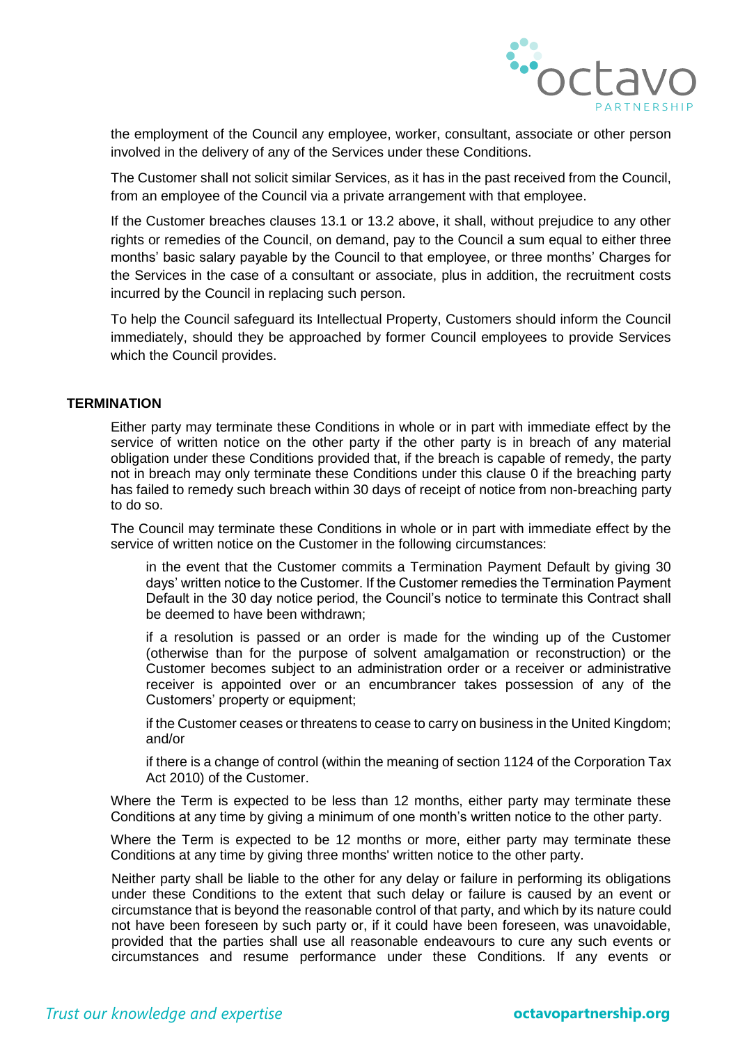the employment of the Council any employee, worker, consultant, associate or other person involved in the delivery of any of the Services under these Conditions.

The Customer shall not solicit similar Services, as it has in the past received from the Council, from an employee of the Council via a private arrangement with that employee.

If the Customer breaches clauses 13.1 or 13.2 above, it shall, without prejudice to any other rights or remedies of the Council, on demand, pay to the Council a sum equal to either three months' basic salary payable by the Council to that employee, or three months' Charges for the Services in the case of a consultant or associate, plus in addition, the recruitment costs incurred by the Council in replacing such person.

To help the Council safeguard its Intellectual Property, Customers should inform the Council immediately, should they be approached by former Council employees to provide Services which the Council provides.

## TERMINATION

Either party may terminate these Conditions in whole or in part with immediate effect by the service of written notice on the other party if the other party is in breach of any material obligation under these Conditions provided that, if the breach is capable of remedy, the party not in breach may only terminate these Conditions under this clause 0 if the breaching party has failed to remedy such breach within 30 days of receipt of notice from non-breaching party to do so.

The Council may terminate these Conditions in whole or in part with immediate effect by the service of written notice on the Customer in the following circumstances:

in the event that the Customer commits a Termination Payment Default by giving 30 days' written notice to the Customer. If the Customer remedies the Termination Payment Default in the 30 day notice period, the Council's notice to terminate this Contract shall be deemed to have been withdrawn;

if a resolution is passed or an order is made for the winding up of the Customer (otherwise than for the purpose of solvent amalgamation or reconstruction) or the Customer becomes subject to an administration order or a receiver or administrative receiver is appointed over or an encumbrancer takes possession of any of the Customers' property or equipment;

if the Customer ceases or threatens to cease to carry on business in the United Kingdom; and/or

if there is a change of control (within the meaning of section 1124 of the Corporation Tax Act 2010) of the Customer.

Where the Term is expected to be less than 12 months, either party may terminate these Conditions at any time by giving a minimum of one month's written notice to the other party.

Where the Term is expected to be 12 months or more, either party may terminate these Conditions at any time by giving three months' written notice to the other party.

Neither party shall be liable to the other for any delay or failure in performing its obligations under these Conditions to the extent that such delay or failure is caused by an event or circumstance that is beyond the reasonable control of that party, and which by its nature could not have been foreseen by such party or, if it could have been foreseen, was unavoidable, provided that the parties shall use all reasonable endeavours to cure any such events or circumstances and resume performance under these Conditions. If any events or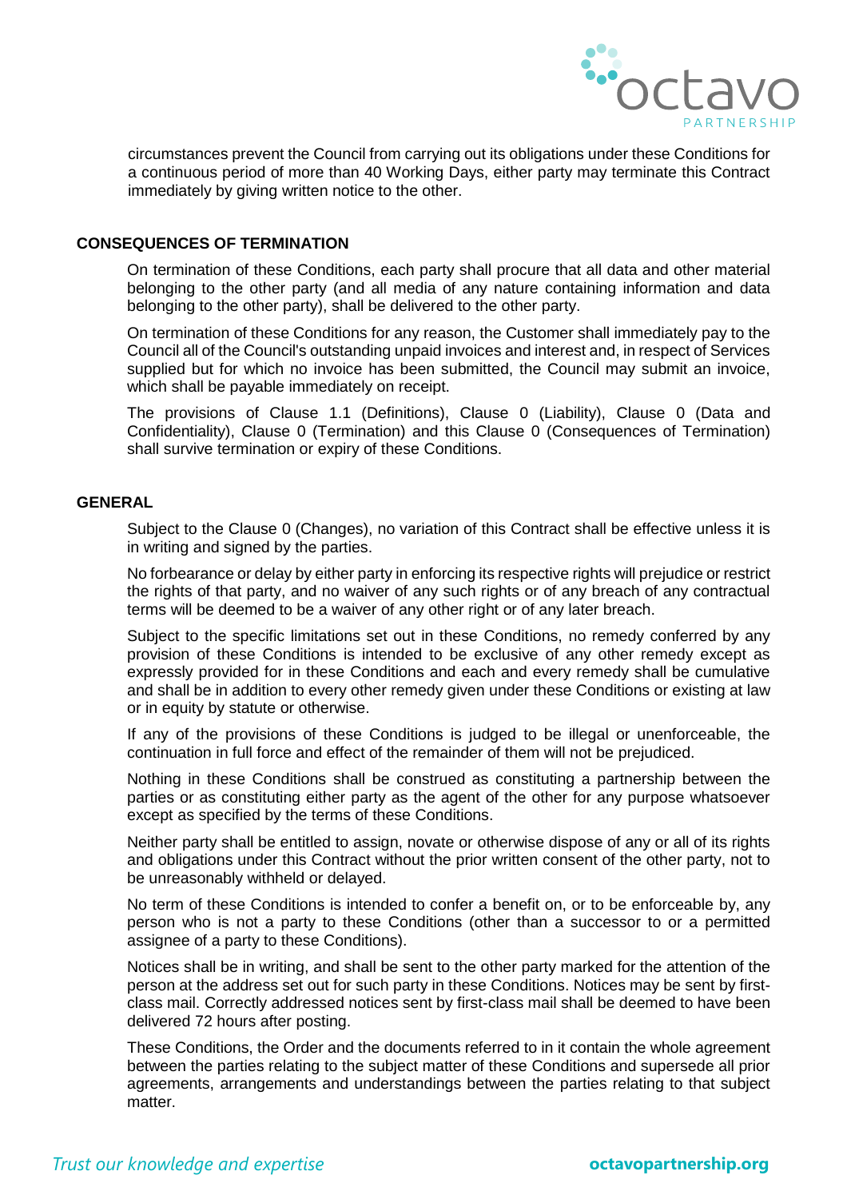circumstances prevent the Council from carrying out its obligations under these Conditions for a continuous period of more than 40 Working Days, either party may terminate this Contract immediately by giving written notice to the other.

**CONSEQUENCES OF TERMINATION**

On termination of these Conditions, each party shall procure that all data and other material belonging to the other party (and all media of any nature containing information and data belonging to the other party), shall be delivered to the other party.

On termination of these Conditions for any reason, the Customer shall immediately pay to the Council all of the Council's outstanding unpaid invoices and interest and, in respect of Services supplied but for which no invoice has been submitted, the Council may submit an invoice, which shall be payable immediately on receipt.

The provisions of Clause 1.1 (Definitions), Clause 0 (Liability), Clause 0 (Data and Confidentiality), Clause 0 (Termination) and this Clause 0 (Consequences of Termination) shall survive termination or expiry of these Conditions.

**GENERAL**

Subject to the Clause 0 (Changes), no variation of this Contract shall be effective unless it is in writing and signed by the parties.

No forbearance or delay by either party in enforcing its respective rights will prejudice or restrict the rights of that party, and no waiver of any such rights or of any breach of any contractual terms will be deemed to be a waiver of any other right or of any later breach.

Subject to the specific limitations set out in these Conditions, no remedy conferred by any provision of these Conditions is intended to be exclusive of any other remedy except as expressly provided for in these Conditions and each and every remedy shall be cumulative and shall be in addition to every other remedy given under these Conditions or existing at law or in equity by statute or otherwise.

If any of the provisions of these Conditions is judged to be illegal or unenforceable, the continuation in full force and effect of the remainder of them will not be prejudiced.

Nothing in these Conditions shall be construed as constituting a partnership between the parties or as constituting either party as the agent of the other for any purpose whatsoever except as specified by the terms of these Conditions.

Neither party shall be entitled to assign, novate or otherwise dispose of any or all of its rights and obligations under this Contract without the prior written consent of the other party, not to be unreasonably withheld or delayed.

No term of these Conditions is intended to confer a benefit on, or to be enforceable by, any person who is not a party to these Conditions (other than a successor to or a permitted assignee of a party to these Conditions).

Notices shall be in writing, and shall be sent to the other party marked for the attention of the person at the address set out for such party in these Conditions. Notices may be sent by first-class mail. Correctly addressed notices sent by first-class mail shall be deemed to have been delivered 72 hours after posting.

These Conditions, the Order and the documents referred to in it contain the whole agreement between the parties relating to the subject matter of these Conditions and supersede all prior agreements, arrangements and understandings between the parties relating to that subject matter.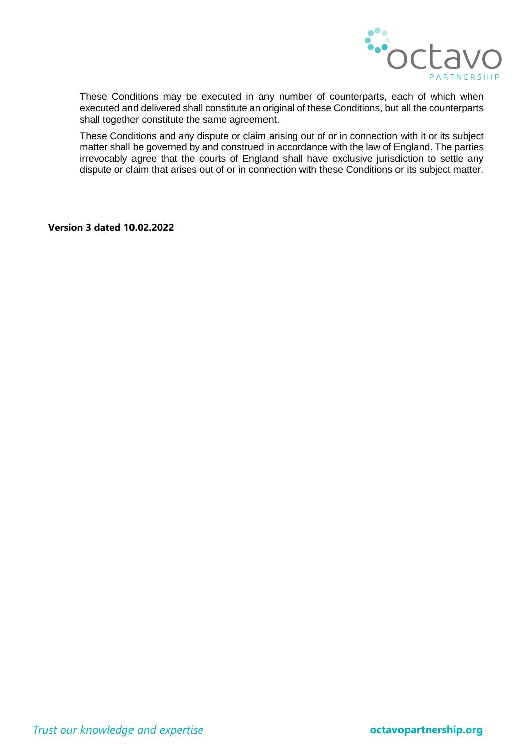These Conditions may be executed in any number of counterparts, each of which when executed and delivered shall constitute an original of these Conditions, but all the counterparts shall together constitute the same agreement.

These Conditions and any dispute or claim arising out of or in connection with it or its subject matter shall be governed by and construed in accordance with the law of England. The parties irrevocably agree that the courts of England shall have exclusive jurisdiction to settle any dispute or claim that arises out of or in connection with these Conditions or its subject matter.

**Version 3 dated 10.02.2022**